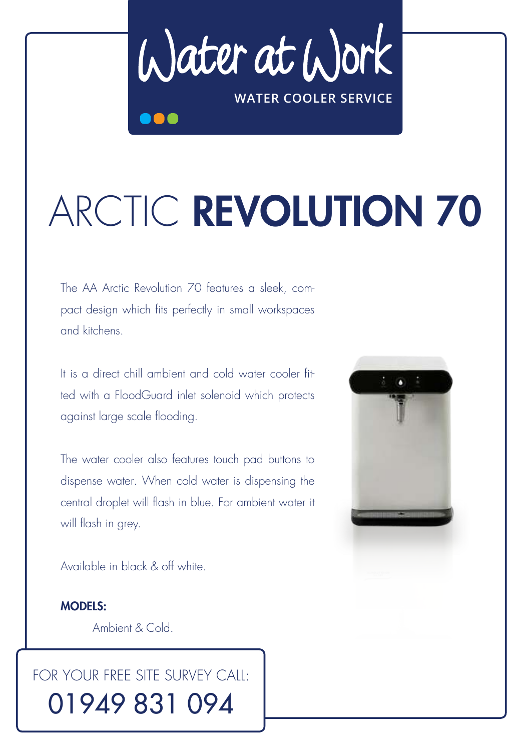Water at Work

WATER COOLER SERVICE

# ARCTIC **REVOLUTION 70**

The AA Arctic Revolution 70 features a sleek, compact design which fits perfectly in small workspaces and kitchens.

It is a direct chill ambient and cold water cooler fitted with a FloodGuard inlet solenoid which protects against large scale flooding.

The water cooler also features touch pad buttons to dispense water. When cold water is dispensing the central droplet will flash in blue. For ambient water it will flash in grey.

Available in black & off white.

**MODELS:**

Ambient & Cold.

FOR YOUR FREE SITE SURVEY CALL:

01949 831 094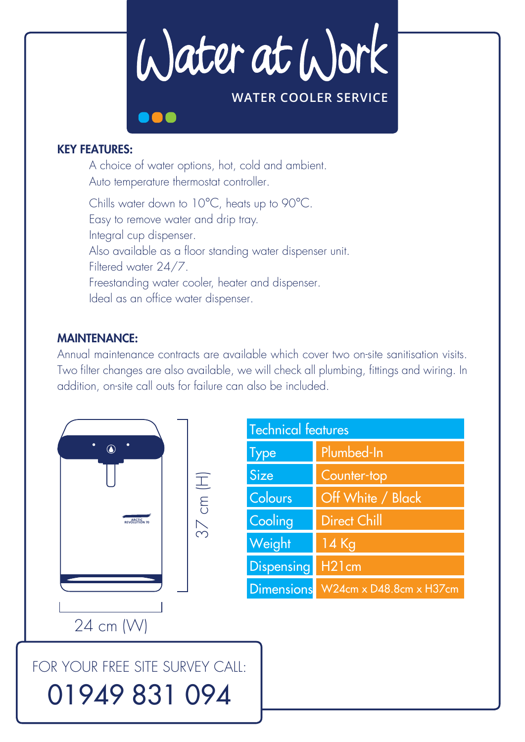# Water at Work

WATER COOLER SERVICE

**KEY FEATURES:**

A choice of water options, hot, cold and ambient.
Auto temperature thermostat controller.

Chills water down to 10°C, heats up to 90°C.
Easy to remove water and drip tray.
Integral cup dispenser.
Also available as a floor standing water dispenser unit.
Filtered water 24/7.
Freestanding water cooler, heater and dispenser.
Ideal as an office water dispenser.

**MAINTENANCE:**

Annual maintenance contracts are available which cover two on-site sanitisation visits. Two filter changes are also available, we will check all plumbing, fittings and wiring. In addition, on-site call outs for failure can also be included.

37 cm (H)

24 cm (W)

| Technical features | |
|---|---|
| Type | Plumbed-In |
| Size | Counter-top |
| Colours | Off White / Black |
| Cooling | Direct Chill |
| Weight | 14 Kg |
| Dispensing | H21cm |
| Dimensions | W24cm x D48.8cm x H37cm |

FOR YOUR FREE SITE SURVEY CALL:

01949 831 094